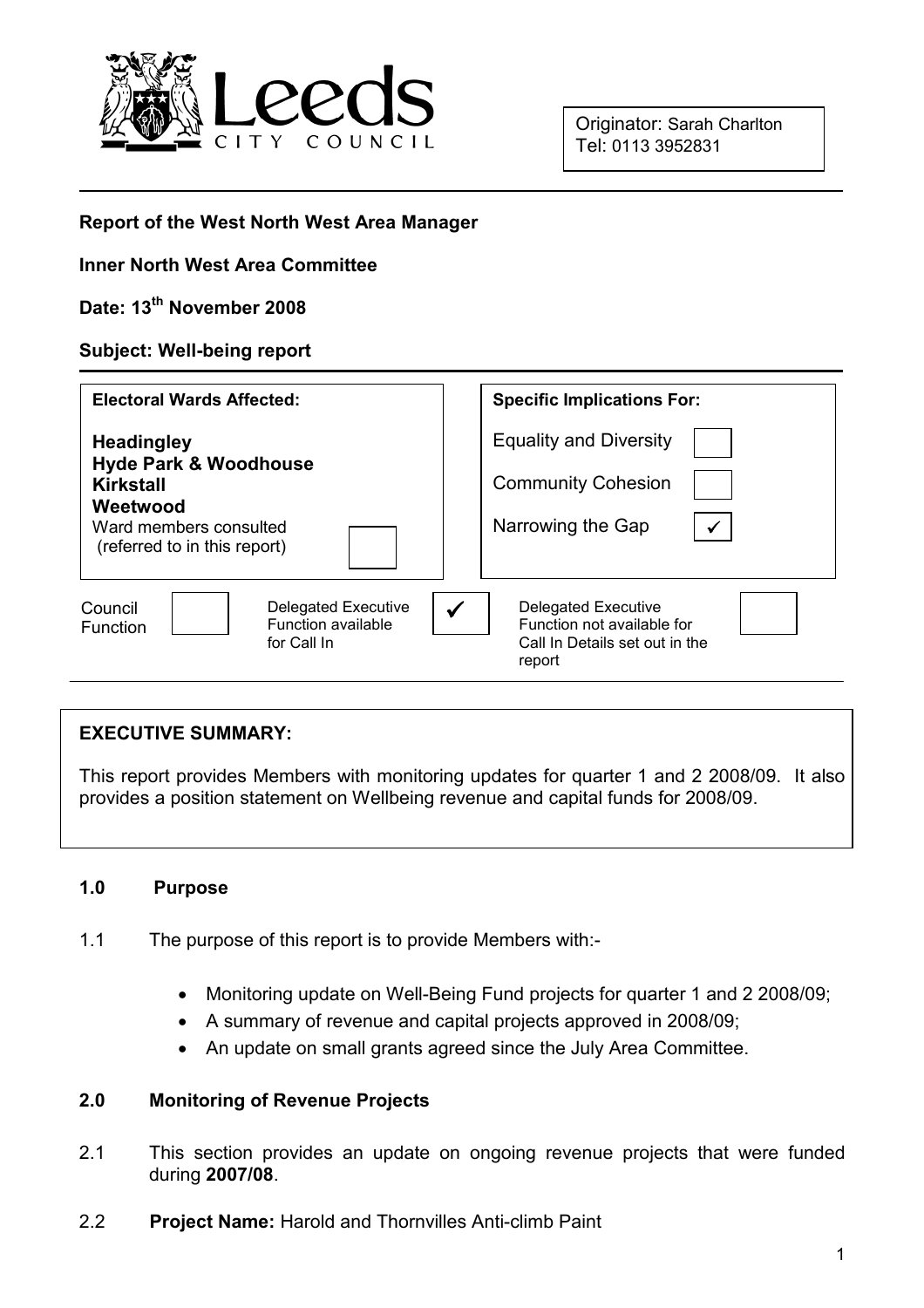Leeds CITY COUNCIL

Originator: Sarah Charlton
Tel: 0113 3952831

**Report of the West North West Area Manager**

**Inner North West Area Committee**

**Date: 13th November 2008**

**Subject: Well-being report**

| Electoral Wards Affected: | Specific Implications For: | |
|---|---|---|
| **Headingley** | Equality and Diversity | ☐ |
| **Hyde Park & Woodhouse** | Community Cohesion | ☐ |
| **Kirkstall** | Narrowing the Gap | ✓ |
| **Weetwood** | | |
| Ward members consulted (referred to in this report) ☐ | | |

| Council Function | ☐ | Delegated Executive Function available for Call In | ✓ | Delegated Executive Function not available for Call In Details set out in the report | ☐ |
|---|---|---|---|---|---|

**EXECUTIVE SUMMARY:**

This report provides Members with monitoring updates for quarter 1 and 2 2008/09. It also provides a position statement on Wellbeing revenue and capital funds for 2008/09.

## 1.0 Purpose

1.1 The purpose of this report is to provide Members with:-

- Monitoring update on Well-Being Fund projects for quarter 1 and 2 2008/09;
- A summary of revenue and capital projects approved in 2008/09;
- An update on small grants agreed since the July Area Committee.

## 2.0 Monitoring of Revenue Projects

2.1 This section provides an update on ongoing revenue projects that were funded during **2007/08**.

2.2 **Project Name:** Harold and Thornvilles Anti-climb Paint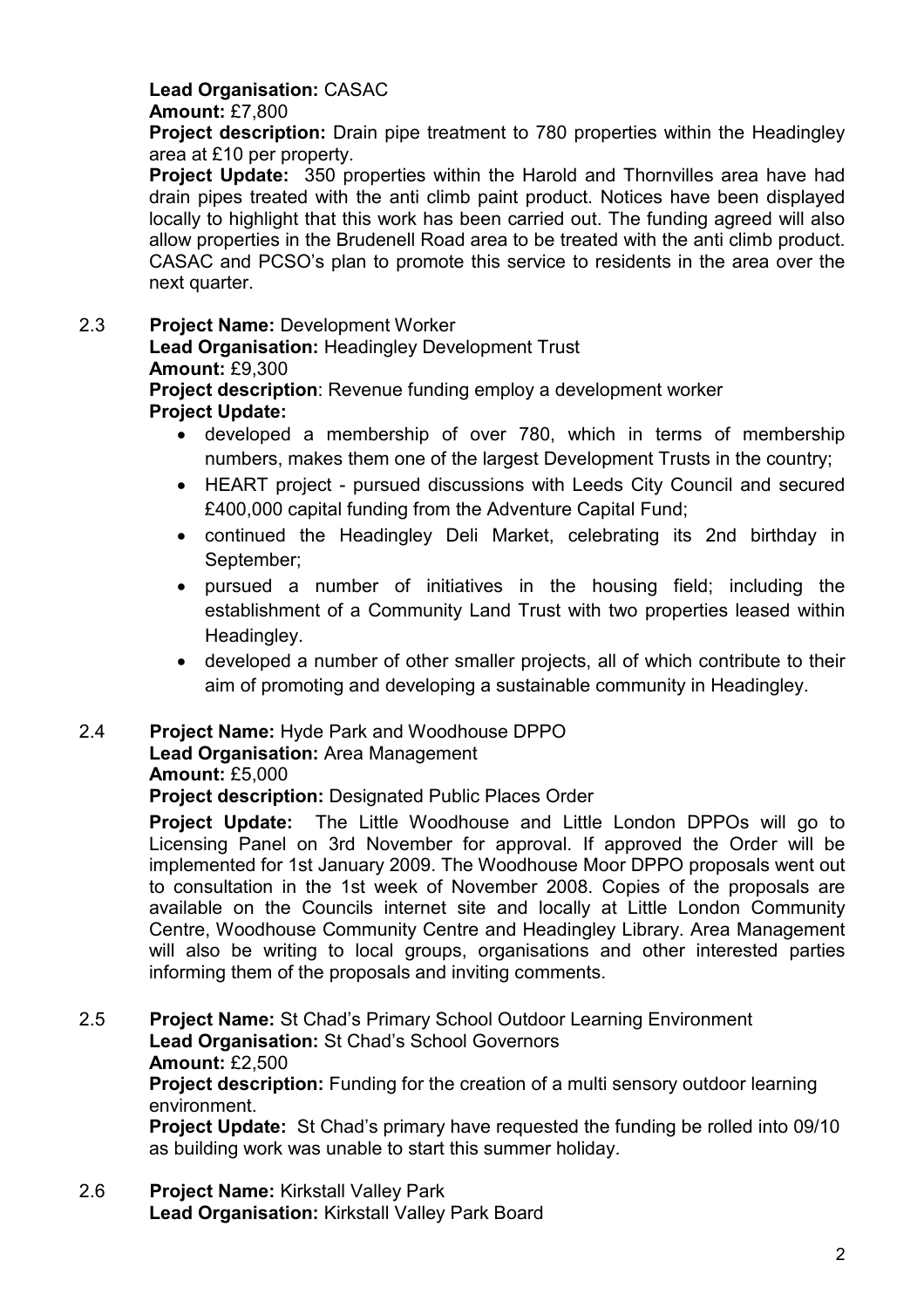**Lead Organisation:** CASAC
**Amount:** £7,800
**Project description:** Drain pipe treatment to 780 properties within the Headingley area at £10 per property.
**Project Update:** 350 properties within the Harold and Thornvilles area have had drain pipes treated with the anti climb paint product. Notices have been displayed locally to highlight that this work has been carried out. The funding agreed will also allow properties in the Brudenell Road area to be treated with the anti climb product. CASAC and PCSO's plan to promote this service to residents in the area over the next quarter.

2.3 **Project Name:** Development Worker
**Lead Organisation:** Headingley Development Trust
**Amount:** £9,300
**Project description**: Revenue funding employ a development worker
**Project Update:**

- developed a membership of over 780, which in terms of membership numbers, makes them one of the largest Development Trusts in the country;
- HEART project - pursued discussions with Leeds City Council and secured £400,000 capital funding from the Adventure Capital Fund;
- continued the Headingley Deli Market, celebrating its 2nd birthday in September;
- pursued a number of initiatives in the housing field; including the establishment of a Community Land Trust with two properties leased within Headingley.
- developed a number of other smaller projects, all of which contribute to their aim of promoting and developing a sustainable community in Headingley.

2.4 **Project Name:** Hyde Park and Woodhouse DPPO
**Lead Organisation:** Area Management
**Amount:** £5,000
**Project description:** Designated Public Places Order
**Project Update:** The Little Woodhouse and Little London DPPOs will go to Licensing Panel on 3rd November for approval. If approved the Order will be implemented for 1st January 2009. The Woodhouse Moor DPPO proposals went out to consultation in the 1st week of November 2008. Copies of the proposals are available on the Councils internet site and locally at Little London Community Centre, Woodhouse Community Centre and Headingley Library. Area Management will also be writing to local groups, organisations and other interested parties informing them of the proposals and inviting comments.

2.5 **Project Name:** St Chad's Primary School Outdoor Learning Environment
**Lead Organisation:** St Chad's School Governors
**Amount:** £2,500
**Project description:** Funding for the creation of a multi sensory outdoor learning environment.
**Project Update:** St Chad's primary have requested the funding be rolled into 09/10 as building work was unable to start this summer holiday.

2.6 **Project Name:** Kirkstall Valley Park
**Lead Organisation:** Kirkstall Valley Park Board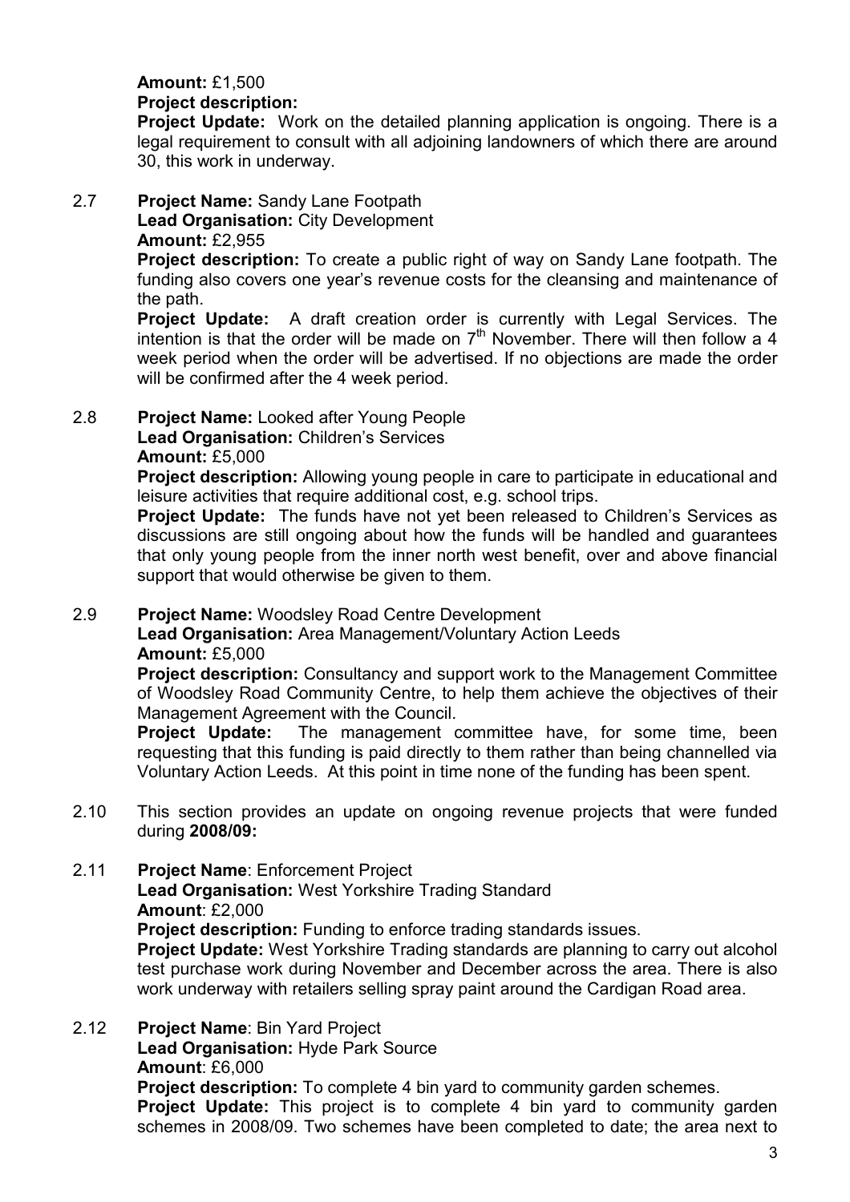**Amount:** £1,500
**Project description:**
**Project Update:** Work on the detailed planning application is ongoing. There is a legal requirement to consult with all adjoining landowners of which there are around 30, this work in underway.

2.7 **Project Name:** Sandy Lane Footpath
**Lead Organisation:** City Development
**Amount:** £2,955
**Project description:** To create a public right of way on Sandy Lane footpath. The funding also covers one year's revenue costs for the cleansing and maintenance of the path.
**Project Update:** A draft creation order is currently with Legal Services. The intention is that the order will be made on 7th November. There will then follow a 4 week period when the order will be advertised. If no objections are made the order will be confirmed after the 4 week period.

2.8 **Project Name:** Looked after Young People
**Lead Organisation:** Children's Services
**Amount:** £5,000
**Project description:** Allowing young people in care to participate in educational and leisure activities that require additional cost, e.g. school trips.
**Project Update:** The funds have not yet been released to Children's Services as discussions are still ongoing about how the funds will be handled and guarantees that only young people from the inner north west benefit, over and above financial support that would otherwise be given to them.

2.9 **Project Name:** Woodsley Road Centre Development
**Lead Organisation:** Area Management/Voluntary Action Leeds
**Amount:** £5,000
**Project description:** Consultancy and support work to the Management Committee of Woodsley Road Community Centre, to help them achieve the objectives of their Management Agreement with the Council.
**Project Update:** The management committee have, for some time, been requesting that this funding is paid directly to them rather than being channelled via Voluntary Action Leeds. At this point in time none of the funding has been spent.

2.10 This section provides an update on ongoing revenue projects that were funded during **2008/09:**

2.11 **Project Name**: Enforcement Project
**Lead Organisation:** West Yorkshire Trading Standard
**Amount**: £2,000
**Project description:** Funding to enforce trading standards issues.
**Project Update:** West Yorkshire Trading standards are planning to carry out alcohol test purchase work during November and December across the area. There is also work underway with retailers selling spray paint around the Cardigan Road area.

2.12 **Project Name**: Bin Yard Project
**Lead Organisation:** Hyde Park Source
**Amount**: £6,000
**Project description:** To complete 4 bin yard to community garden schemes.
**Project Update:** This project is to complete 4 bin yard to community garden schemes in 2008/09. Two schemes have been completed to date; the area next to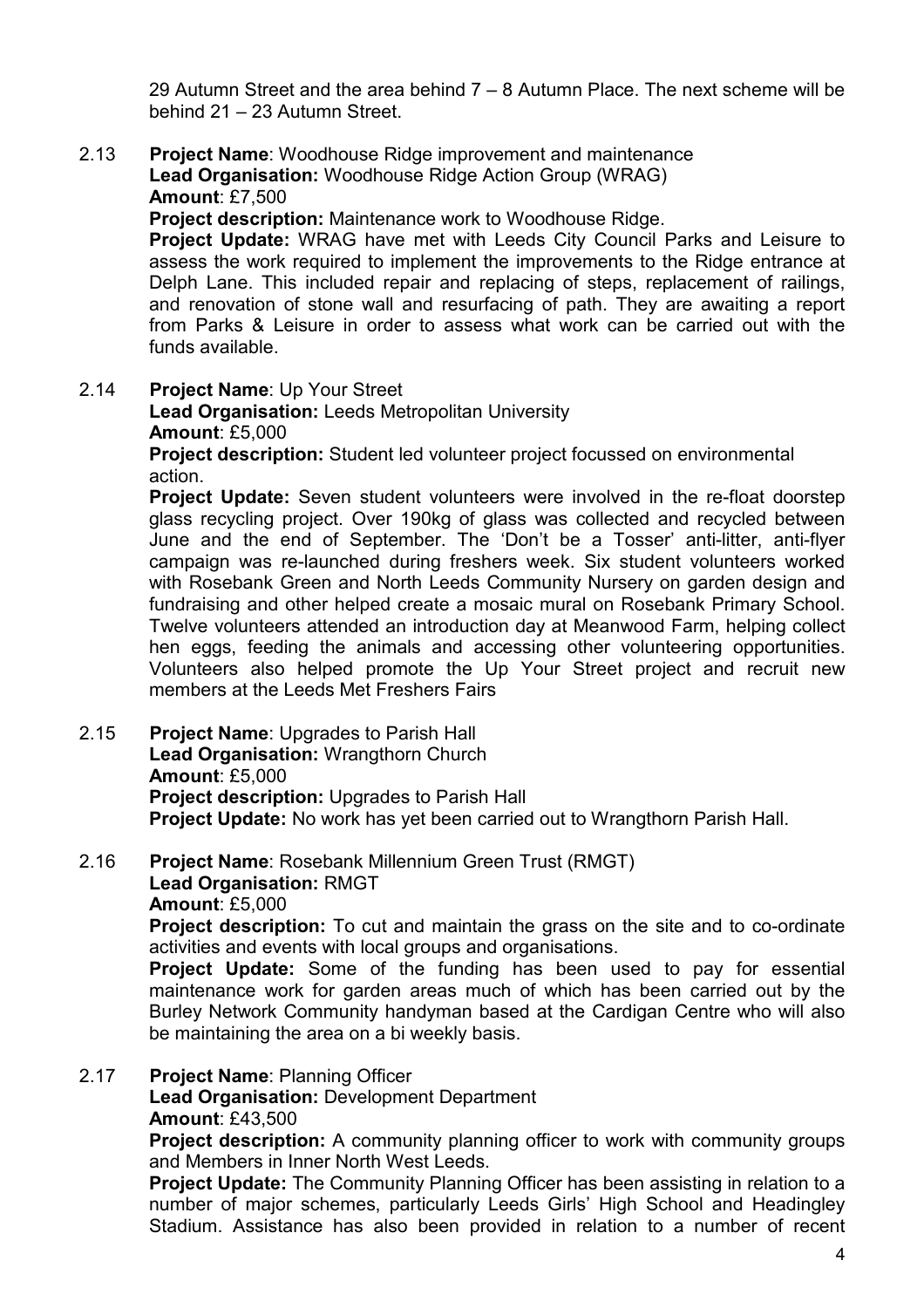29 Autumn Street and the area behind 7 – 8 Autumn Place. The next scheme will be behind 21 – 23 Autumn Street.

2.13 **Project Name**: Woodhouse Ridge improvement and maintenance
**Lead Organisation:** Woodhouse Ridge Action Group (WRAG)
**Amount**: £7,500
**Project description:** Maintenance work to Woodhouse Ridge.
**Project Update:** WRAG have met with Leeds City Council Parks and Leisure to assess the work required to implement the improvements to the Ridge entrance at Delph Lane. This included repair and replacing of steps, replacement of railings, and renovation of stone wall and resurfacing of path. They are awaiting a report from Parks & Leisure in order to assess what work can be carried out with the funds available.

2.14 **Project Name**: Up Your Street
**Lead Organisation:** Leeds Metropolitan University
**Amount**: £5,000
**Project description:** Student led volunteer project focussed on environmental action.
**Project Update:** Seven student volunteers were involved in the re-float doorstep glass recycling project. Over 190kg of glass was collected and recycled between June and the end of September. The 'Don't be a Tosser' anti-litter, anti-flyer campaign was re-launched during freshers week. Six student volunteers worked with Rosebank Green and North Leeds Community Nursery on garden design and fundraising and other helped create a mosaic mural on Rosebank Primary School. Twelve volunteers attended an introduction day at Meanwood Farm, helping collect hen eggs, feeding the animals and accessing other volunteering opportunities. Volunteers also helped promote the Up Your Street project and recruit new members at the Leeds Met Freshers Fairs

2.15 **Project Name**: Upgrades to Parish Hall
**Lead Organisation:** Wrangthorn Church
**Amount**: £5,000
**Project description:** Upgrades to Parish Hall
**Project Update:** No work has yet been carried out to Wrangthorn Parish Hall.

2.16 **Project Name**: Rosebank Millennium Green Trust (RMGT)
**Lead Organisation:** RMGT
**Amount**: £5,000
**Project description:** To cut and maintain the grass on the site and to co-ordinate activities and events with local groups and organisations.
**Project Update:** Some of the funding has been used to pay for essential maintenance work for garden areas much of which has been carried out by the Burley Network Community handyman based at the Cardigan Centre who will also be maintaining the area on a bi weekly basis.

2.17 **Project Name**: Planning Officer
**Lead Organisation:** Development Department
**Amount**: £43,500
**Project description:** A community planning officer to work with community groups and Members in Inner North West Leeds.
**Project Update:** The Community Planning Officer has been assisting in relation to a number of major schemes, particularly Leeds Girls' High School and Headingley Stadium. Assistance has also been provided in relation to a number of recent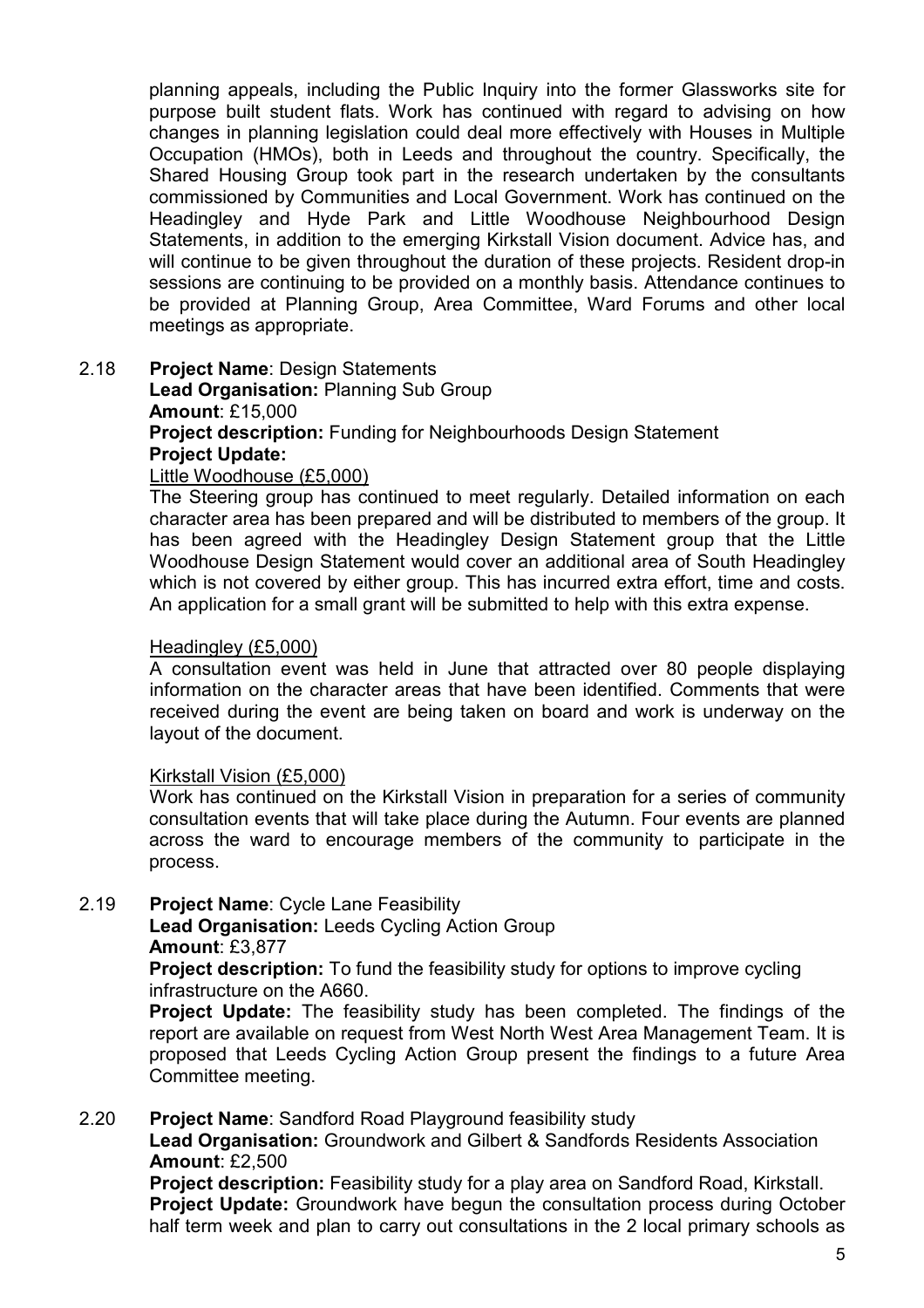planning appeals, including the Public Inquiry into the former Glassworks site for purpose built student flats. Work has continued with regard to advising on how changes in planning legislation could deal more effectively with Houses in Multiple Occupation (HMOs), both in Leeds and throughout the country. Specifically, the Shared Housing Group took part in the research undertaken by the consultants commissioned by Communities and Local Government. Work has continued on the Headingley and Hyde Park and Little Woodhouse Neighbourhood Design Statements, in addition to the emerging Kirkstall Vision document. Advice has, and will continue to be given throughout the duration of these projects. Resident drop-in sessions are continuing to be provided on a monthly basis. Attendance continues to be provided at Planning Group, Area Committee, Ward Forums and other local meetings as appropriate.

2.18 **Project Name**: Design Statements
**Lead Organisation:** Planning Sub Group
**Amount**: £15,000
**Project description:** Funding for Neighbourhoods Design Statement
**Project Update:**

Little Woodhouse (£5,000)

The Steering group has continued to meet regularly. Detailed information on each character area has been prepared and will be distributed to members of the group. It has been agreed with the Headingley Design Statement group that the Little Woodhouse Design Statement would cover an additional area of South Headingley which is not covered by either group. This has incurred extra effort, time and costs. An application for a small grant will be submitted to help with this extra expense.

Headingley (£5,000)

A consultation event was held in June that attracted over 80 people displaying information on the character areas that have been identified. Comments that were received during the event are being taken on board and work is underway on the layout of the document.

Kirkstall Vision (£5,000)

Work has continued on the Kirkstall Vision in preparation for a series of community consultation events that will take place during the Autumn. Four events are planned across the ward to encourage members of the community to participate in the process.

2.19 **Project Name**: Cycle Lane Feasibility
**Lead Organisation:** Leeds Cycling Action Group
**Amount**: £3,877
**Project description:** To fund the feasibility study for options to improve cycling infrastructure on the A660.
**Project Update:** The feasibility study has been completed. The findings of the report are available on request from West North West Area Management Team. It is proposed that Leeds Cycling Action Group present the findings to a future Area Committee meeting.

2.20 **Project Name**: Sandford Road Playground feasibility study
**Lead Organisation:** Groundwork and Gilbert & Sandfords Residents Association
**Amount**: £2,500
**Project description:** Feasibility study for a play area on Sandford Road, Kirkstall.
**Project Update:** Groundwork have begun the consultation process during October half term week and plan to carry out consultations in the 2 local primary schools as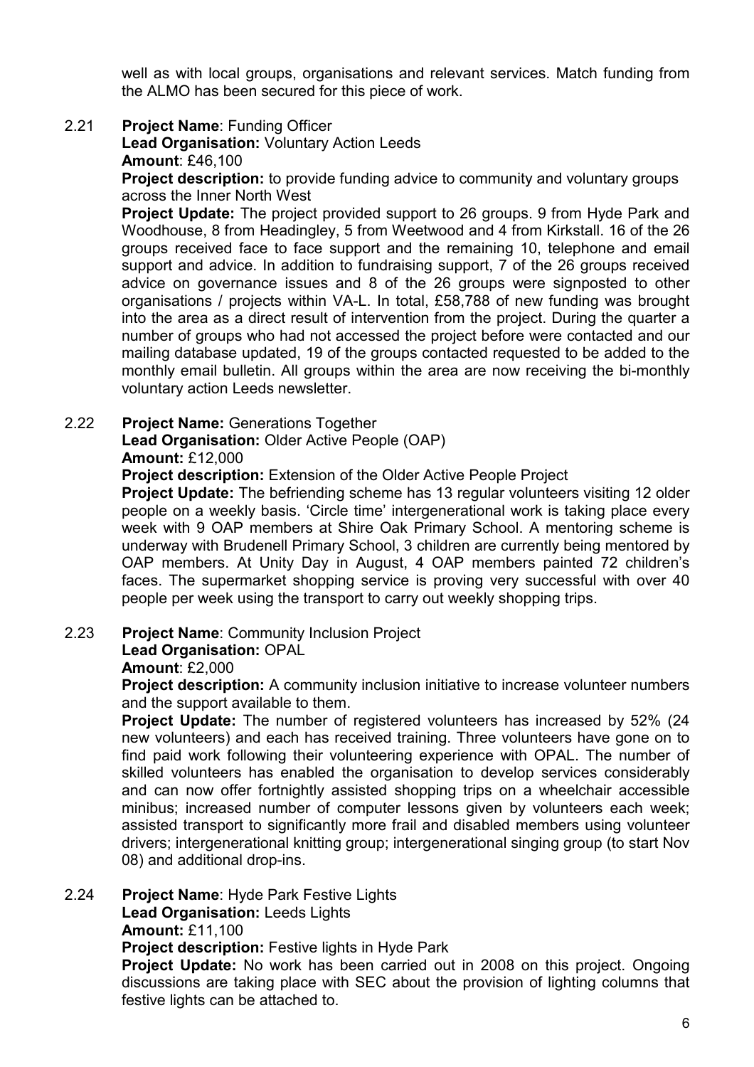well as with local groups, organisations and relevant services. Match funding from the ALMO has been secured for this piece of work.

2.21 **Project Name**: Funding Officer
**Lead Organisation:** Voluntary Action Leeds
**Amount**: £46,100
**Project description:** to provide funding advice to community and voluntary groups across the Inner North West
**Project Update:** The project provided support to 26 groups. 9 from Hyde Park and Woodhouse, 8 from Headingley, 5 from Weetwood and 4 from Kirkstall. 16 of the 26 groups received face to face support and the remaining 10, telephone and email support and advice. In addition to fundraising support, 7 of the 26 groups received advice on governance issues and 8 of the 26 groups were signposted to other organisations / projects within VA-L. In total, £58,788 of new funding was brought into the area as a direct result of intervention from the project. During the quarter a number of groups who had not accessed the project before were contacted and our mailing database updated, 19 of the groups contacted requested to be added to the monthly email bulletin. All groups within the area are now receiving the bi-monthly voluntary action Leeds newsletter.

2.22 **Project Name:** Generations Together
**Lead Organisation:** Older Active People (OAP)
**Amount:** £12,000
**Project description:** Extension of the Older Active People Project
**Project Update:** The befriending scheme has 13 regular volunteers visiting 12 older people on a weekly basis. 'Circle time' intergenerational work is taking place every week with 9 OAP members at Shire Oak Primary School. A mentoring scheme is underway with Brudenell Primary School, 3 children are currently being mentored by OAP members. At Unity Day in August, 4 OAP members painted 72 children's faces. The supermarket shopping service is proving very successful with over 40 people per week using the transport to carry out weekly shopping trips.

2.23 **Project Name**: Community Inclusion Project
**Lead Organisation:** OPAL
**Amount**: £2,000
**Project description:** A community inclusion initiative to increase volunteer numbers and the support available to them.
**Project Update:** The number of registered volunteers has increased by 52% (24 new volunteers) and each has received training. Three volunteers have gone on to find paid work following their volunteering experience with OPAL. The number of skilled volunteers has enabled the organisation to develop services considerably and can now offer fortnightly assisted shopping trips on a wheelchair accessible minibus; increased number of computer lessons given by volunteers each week; assisted transport to significantly more frail and disabled members using volunteer drivers; intergenerational knitting group; intergenerational singing group (to start Nov 08) and additional drop-ins.

2.24 **Project Name**: Hyde Park Festive Lights
**Lead Organisation:** Leeds Lights
**Amount:** £11,100
**Project description:** Festive lights in Hyde Park
**Project Update:** No work has been carried out in 2008 on this project. Ongoing discussions are taking place with SEC about the provision of lighting columns that festive lights can be attached to.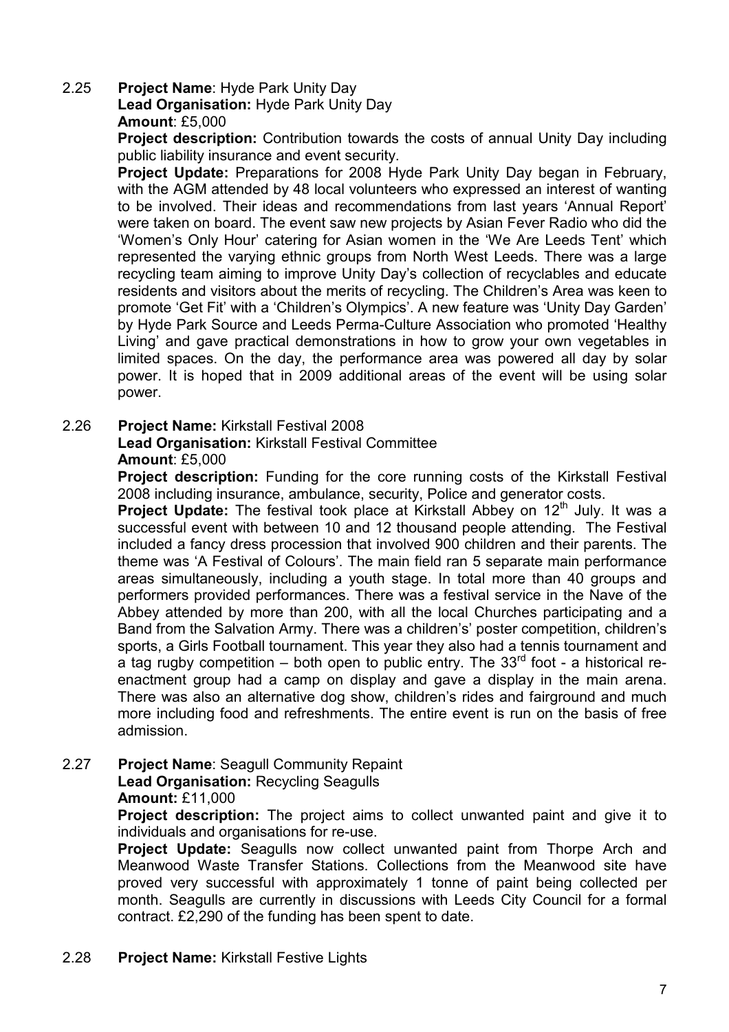2.25 **Project Name**: Hyde Park Unity Day
**Lead Organisation:** Hyde Park Unity Day
**Amount**: £5,000
**Project description:** Contribution towards the costs of annual Unity Day including public liability insurance and event security.
**Project Update:** Preparations for 2008 Hyde Park Unity Day began in February, with the AGM attended by 48 local volunteers who expressed an interest of wanting to be involved. Their ideas and recommendations from last years 'Annual Report' were taken on board. The event saw new projects by Asian Fever Radio who did the 'Women's Only Hour' catering for Asian women in the 'We Are Leeds Tent' which represented the varying ethnic groups from North West Leeds. There was a large recycling team aiming to improve Unity Day's collection of recyclables and educate residents and visitors about the merits of recycling. The Children's Area was keen to promote 'Get Fit' with a 'Children's Olympics'. A new feature was 'Unity Day Garden' by Hyde Park Source and Leeds Perma-Culture Association who promoted 'Healthy Living' and gave practical demonstrations in how to grow your own vegetables in limited spaces. On the day, the performance area was powered all day by solar power. It is hoped that in 2009 additional areas of the event will be using solar power.

2.26 **Project Name:** Kirkstall Festival 2008
**Lead Organisation:** Kirkstall Festival Committee
**Amount**: £5,000
**Project description:** Funding for the core running costs of the Kirkstall Festival 2008 including insurance, ambulance, security, Police and generator costs.
**Project Update:** The festival took place at Kirkstall Abbey on 12th July. It was a successful event with between 10 and 12 thousand people attending. The Festival included a fancy dress procession that involved 900 children and their parents. The theme was 'A Festival of Colours'. The main field ran 5 separate main performance areas simultaneously, including a youth stage. In total more than 40 groups and performers provided performances. There was a festival service in the Nave of the Abbey attended by more than 200, with all the local Churches participating and a Band from the Salvation Army. There was a children's' poster competition, children's sports, a Girls Football tournament. This year they also had a tennis tournament and a tag rugby competition – both open to public entry. The 33rd foot - a historical re-enactment group had a camp on display and gave a display in the main arena. There was also an alternative dog show, children's rides and fairground and much more including food and refreshments. The entire event is run on the basis of free admission.

2.27 **Project Name**: Seagull Community Repaint
**Lead Organisation:** Recycling Seagulls
**Amount:** £11,000
**Project description:** The project aims to collect unwanted paint and give it to individuals and organisations for re-use.
**Project Update:** Seagulls now collect unwanted paint from Thorpe Arch and Meanwood Waste Transfer Stations. Collections from the Meanwood site have proved very successful with approximately 1 tonne of paint being collected per month. Seagulls are currently in discussions with Leeds City Council for a formal contract. £2,290 of the funding has been spent to date.

2.28 **Project Name:** Kirkstall Festive Lights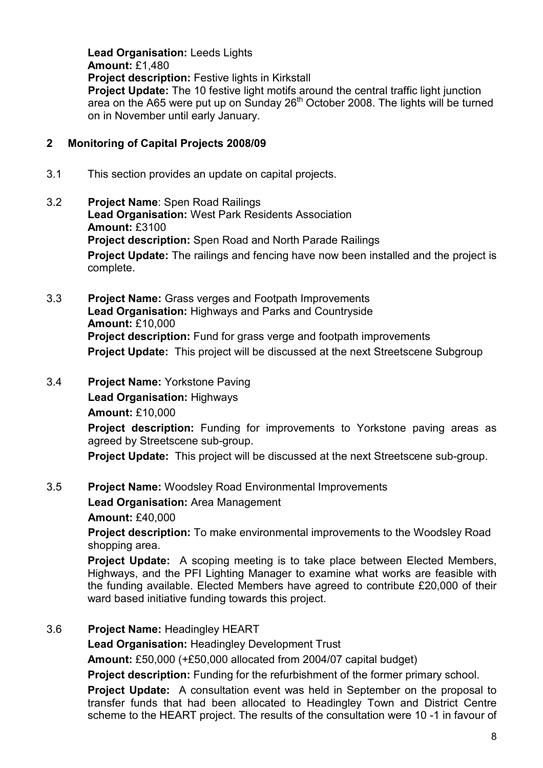**Lead Organisation:** Leeds Lights
**Amount:** £1,480
**Project description:** Festive lights in Kirkstall
**Project Update:** The 10 festive light motifs around the central traffic light junction area on the A65 were put up on Sunday 26th October 2008. The lights will be turned on in November until early January.

## 2 Monitoring of Capital Projects 2008/09

3.1 This section provides an update on capital projects.

3.2 **Project Name**: Spen Road Railings
**Lead Organisation:** West Park Residents Association
**Amount:** £3100
**Project description:** Spen Road and North Parade Railings
**Project Update:** The railings and fencing have now been installed and the project is complete.

3.3 **Project Name:** Grass verges and Footpath Improvements
**Lead Organisation:** Highways and Parks and Countryside
**Amount:** £10,000
**Project description:** Fund for grass verge and footpath improvements
**Project Update:** This project will be discussed at the next Streetscene Subgroup

3.4 **Project Name:** Yorkstone Paving
**Lead Organisation:** Highways
**Amount:** £10,000
**Project description:** Funding for improvements to Yorkstone paving areas as agreed by Streetscene sub-group.
**Project Update:** This project will be discussed at the next Streetscene sub-group.

3.5 **Project Name:** Woodsley Road Environmental Improvements
**Lead Organisation:** Area Management
**Amount:** £40,000
**Project description:** To make environmental improvements to the Woodsley Road shopping area.
**Project Update:** A scoping meeting is to take place between Elected Members, Highways, and the PFI Lighting Manager to examine what works are feasible with the funding available. Elected Members have agreed to contribute £20,000 of their ward based initiative funding towards this project.

3.6 **Project Name:** Headingley HEART
**Lead Organisation:** Headingley Development Trust
**Amount:** £50,000 (+£50,000 allocated from 2004/07 capital budget)
**Project description:** Funding for the refurbishment of the former primary school.
**Project Update:** A consultation event was held in September on the proposal to transfer funds that had been allocated to Headingley Town and District Centre scheme to the HEART project. The results of the consultation were 10 -1 in favour of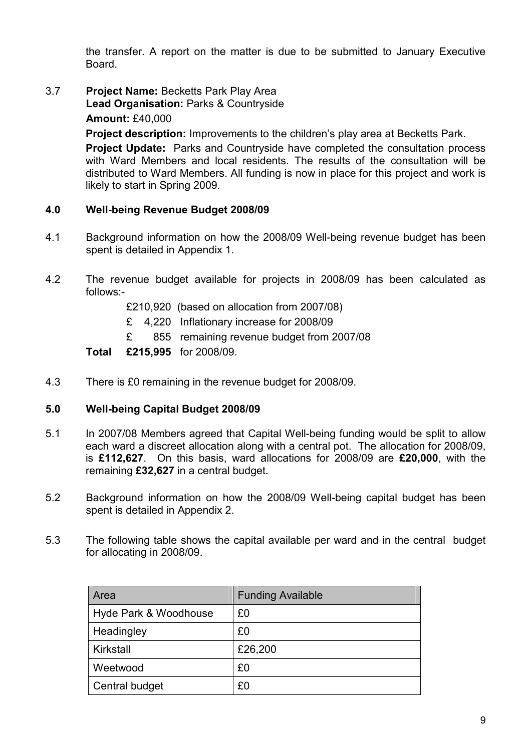the transfer. A report on the matter is due to be submitted to January Executive Board.

3.7 **Project Name:** Becketts Park Play Area
**Lead Organisation:** Parks & Countryside
**Amount:** £40,000
**Project description:** Improvements to the children's play area at Becketts Park.
**Project Update:** Parks and Countryside have completed the consultation process with Ward Members and local residents. The results of the consultation will be distributed to Ward Members. All funding is now in place for this project and work is likely to start in Spring 2009.

### 4.0 Well-being Revenue Budget 2008/09

4.1 Background information on how the 2008/09 Well-being revenue budget has been spent is detailed in Appendix 1.

4.2 The revenue budget available for projects in 2008/09 has been calculated as follows:-

£210,920 (based on allocation from 2007/08)
£ 4,220 Inflationary increase for 2008/09
£ 855 remaining revenue budget from 2007/08
**Total £215,995** for 2008/09.

4.3 There is £0 remaining in the revenue budget for 2008/09.

### 5.0 Well-being Capital Budget 2008/09

5.1 In 2007/08 Members agreed that Capital Well-being funding would be split to allow each ward a discreet allocation along with a central pot. The allocation for 2008/09, is **£112,627**. On this basis, ward allocations for 2008/09 are **£20,000**, with the remaining **£32,627** in a central budget.

5.2 Background information on how the 2008/09 Well-being capital budget has been spent is detailed in Appendix 2.

5.3 The following table shows the capital available per ward and in the central budget for allocating in 2008/09.

| Area | Funding Available |
| --- | --- |
| Hyde Park & Woodhouse | £0 |
| Headingley | £0 |
| Kirkstall | £26,200 |
| Weetwood | £0 |
| Central budget | £0 |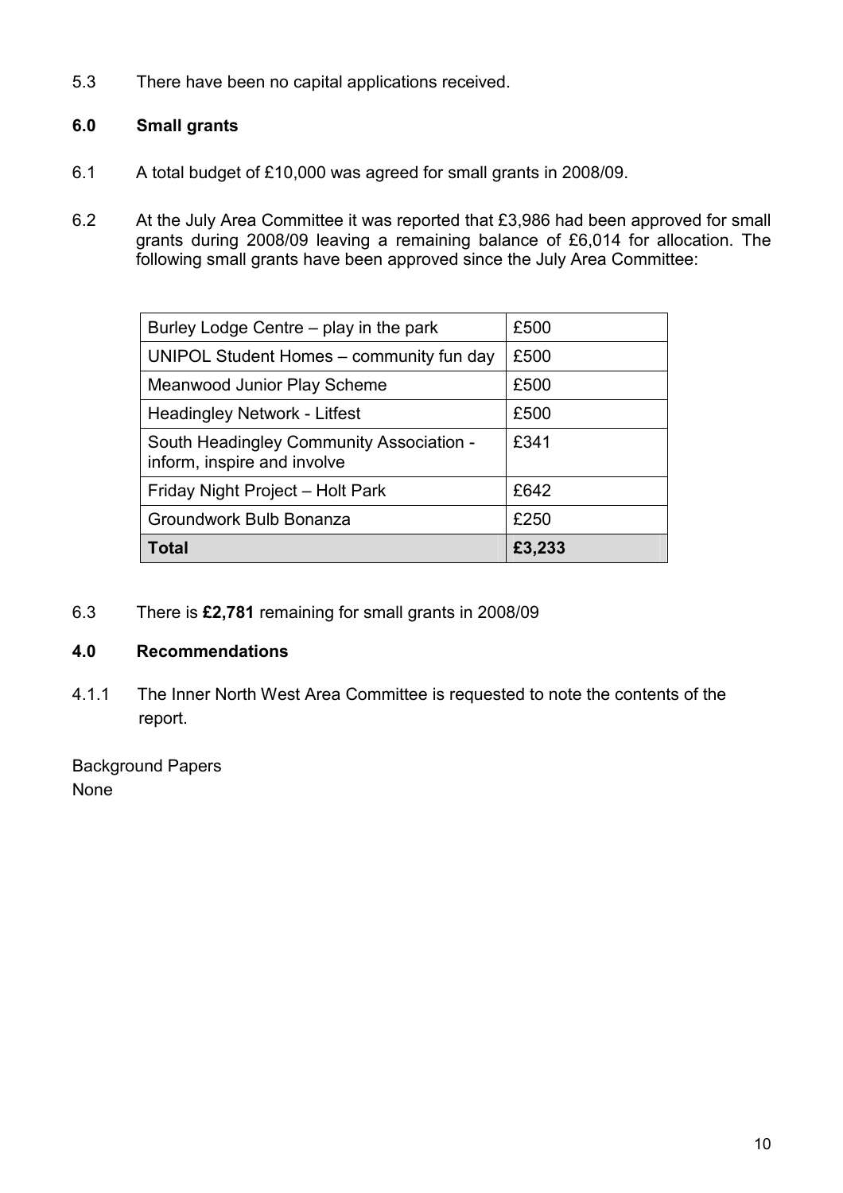5.3 There have been no capital applications received.

## 6.0 Small grants

6.1 A total budget of £10,000 was agreed for small grants in 2008/09.

6.2 At the July Area Committee it was reported that £3,986 had been approved for small grants during 2008/09 leaving a remaining balance of £6,014 for allocation. The following small grants have been approved since the July Area Committee:

| | |
|---|---|
| Burley Lodge Centre – play in the park | £500 |
| UNIPOL Student Homes – community fun day | £500 |
| Meanwood Junior Play Scheme | £500 |
| Headingley Network - Litfest | £500 |
| South Headingley Community Association - inform, inspire and involve | £341 |
| Friday Night Project – Holt Park | £642 |
| Groundwork Bulb Bonanza | £250 |
| **Total** | **£3,233** |

6.3 There is **£2,781** remaining for small grants in 2008/09

## 4.0 Recommendations

4.1.1 The Inner North West Area Committee is requested to note the contents of the report.

Background Papers
None